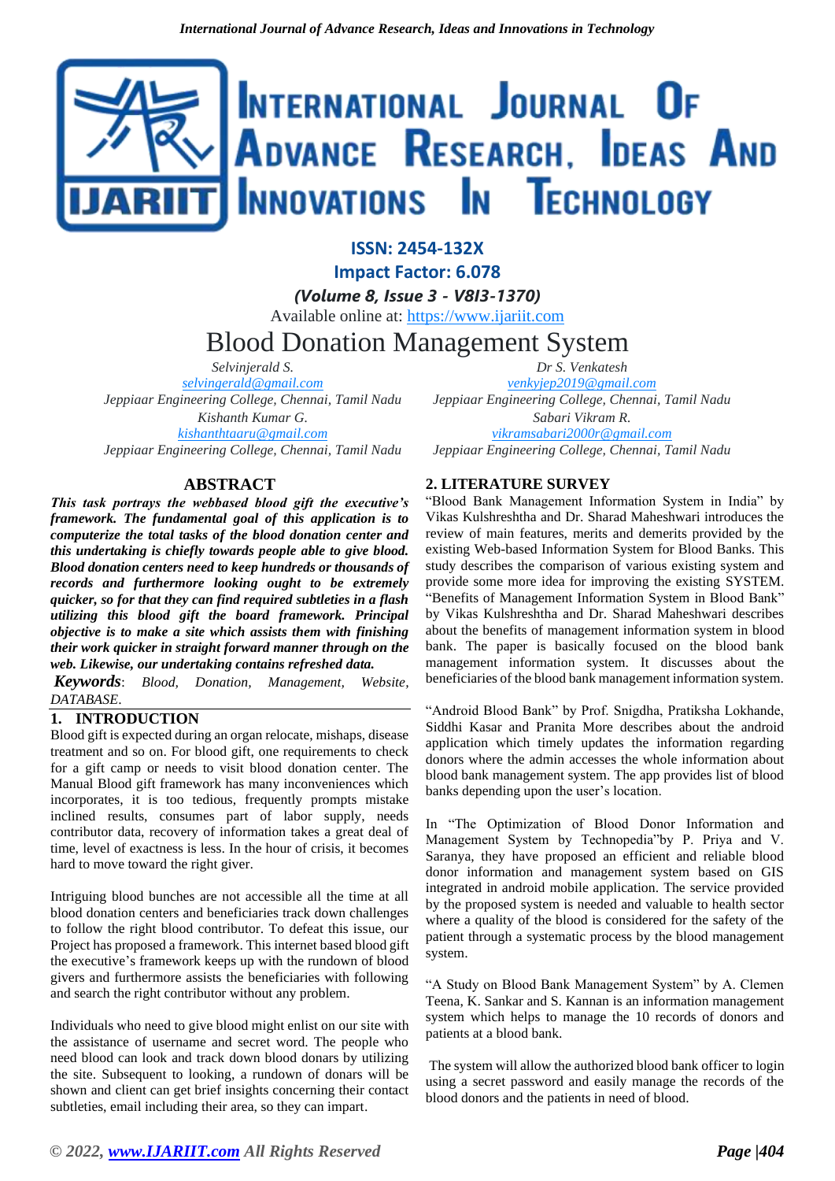ISSN: 2454-132X
Impact Factor: 6.078
*(Volume 8, Issue 3 - V8I3-1370)*
Available online at: https://www.ijariit.com

# Blood Donation Management System

*Selvinjerald S.*
*selvingerald@gmail.com*
*Jeppiaar Engineering College, Chennai, Tamil Nadu*

*Dr S. Venkatesh*
*venkyjep2019@gmail.com*
*Jeppiaar Engineering College, Chennai, Tamil Nadu*

*Kishanth Kumar G.*
*kishanthtaaru@gmail.com*
*Jeppiaar Engineering College, Chennai, Tamil Nadu*

*Sabari Vikram R.*
*vikramsabari2000r@gmail.com*
*Jeppiaar Engineering College, Chennai, Tamil Nadu*

## ABSTRACT

***This task portrays the webbased blood gift the executive's framework. The fundamental goal of this application is to computerize the total tasks of the blood donation center and this undertaking is chiefly towards people able to give blood. Blood donation centers need to keep hundreds or thousands of records and furthermore looking ought to be extremely quicker, so for that they can find required subtleties in a flash utilizing this blood gift the board framework. Principal objective is to make a site which assists them with finishing their work quicker in straight forward manner through on the web. Likewise, our undertaking contains refreshed data.***

***Keywords***: *Blood, Donation, Management, Website, DATABASE.*

## 1. INTRODUCTION

Blood gift is expected during an organ relocate, mishaps, disease treatment and so on. For blood gift, one requirements to check for a gift camp or needs to visit blood donation center. The Manual Blood gift framework has many inconveniences which incorporates, it is too tedious, frequently prompts mistake inclined results, consumes part of labor supply, needs contributor data, recovery of information takes a great deal of time, level of exactness is less. In the hour of crisis, it becomes hard to move toward the right giver.

Intriguing blood bunches are not accessible all the time at all blood donation centers and beneficiaries track down challenges to follow the right blood contributor. To defeat this issue, our Project has proposed a framework. This internet based blood gift the executive's framework keeps up with the rundown of blood givers and furthermore assists the beneficiaries with following and search the right contributor without any problem.

Individuals who need to give blood might enlist on our site with the assistance of username and secret word. The people who need blood can look and track down blood donars by utilizing the site. Subsequent to looking, a rundown of donars will be shown and client can get brief insights concerning their contact subtleties, email including their area, so they can impart.

## 2. LITERATURE SURVEY

"Blood Bank Management Information System in India" by Vikas Kulshreshtha and Dr. Sharad Maheshwari introduces the review of main features, merits and demerits provided by the existing Web-based Information System for Blood Banks. This study describes the comparison of various existing system and provide some more idea for improving the existing SYSTEM. "Benefits of Management Information System in Blood Bank" by Vikas Kulshreshtha and Dr. Sharad Maheshwari describes about the benefits of management information system in blood bank. The paper is basically focused on the blood bank management information system. It discusses about the beneficiaries of the blood bank management information system.

"Android Blood Bank" by Prof. Snigdha, Pratiksha Lokhande, Siddhi Kasar and Pranita More describes about the android application which timely updates the information regarding donors where the admin accesses the whole information about blood bank management system. The app provides list of blood banks depending upon the user's location.

In "The Optimization of Blood Donor Information and Management System by Technopedia"by P. Priya and V. Saranya, they have proposed an efficient and reliable blood donor information and management system based on GIS integrated in android mobile application. The service provided by the proposed system is needed and valuable to health sector where a quality of the blood is considered for the safety of the patient through a systematic process by the blood management system.

"A Study on Blood Bank Management System" by A. Clemen Teena, K. Sankar and S. Kannan is an information management system which helps to manage the 10 records of donors and patients at a blood bank.

The system will allow the authorized blood bank officer to login using a secret password and easily manage the records of the blood donors and the patients in need of blood.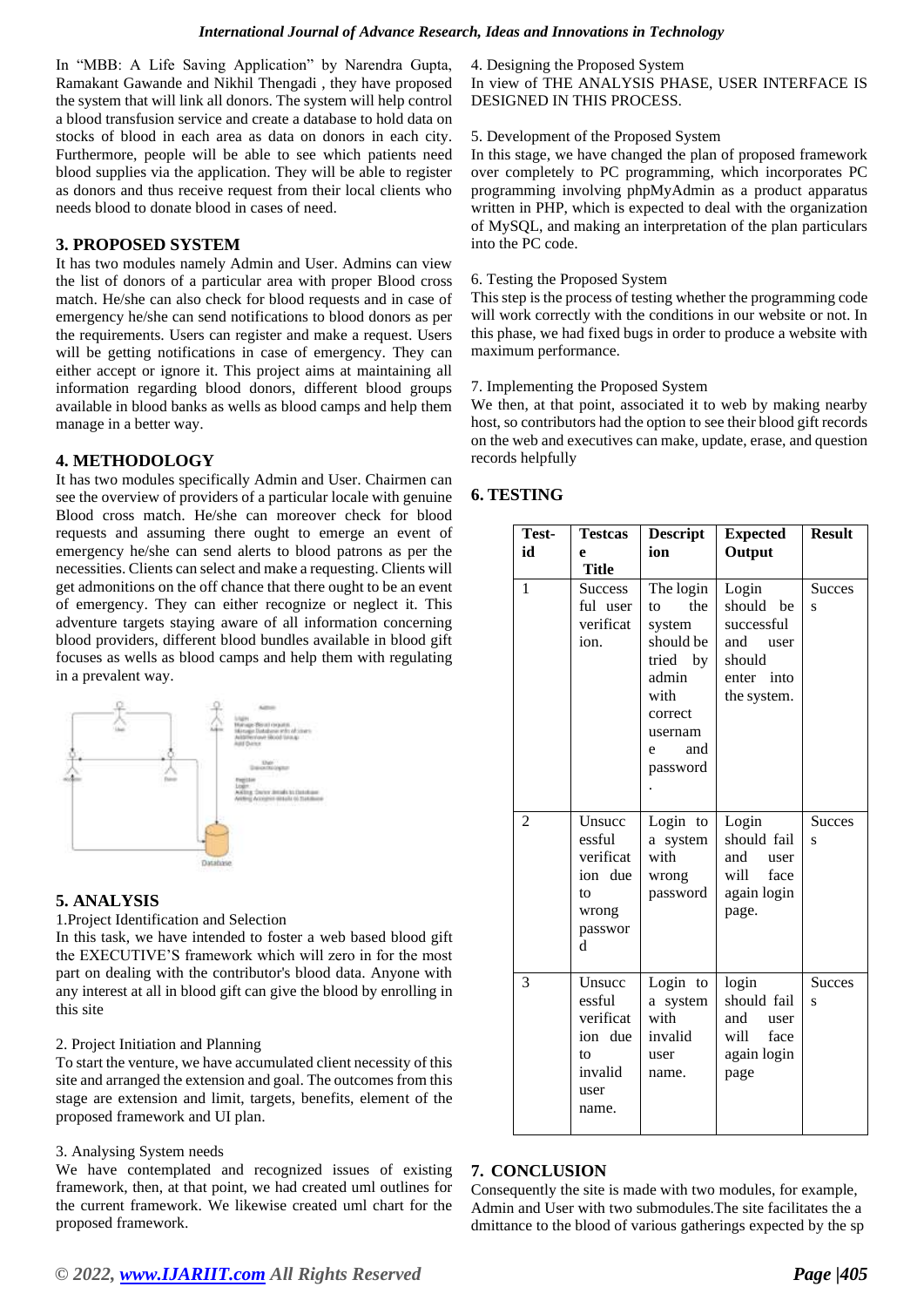In "MBB: A Life Saving Application" by Narendra Gupta, Ramakant Gawande and Nikhil Thengadi , they have proposed the system that will link all donors. The system will help control a blood transfusion service and create a database to hold data on stocks of blood in each area as data on donors in each city. Furthermore, people will be able to see which patients need blood supplies via the application. They will be able to register as donors and thus receive request from their local clients who needs blood to donate blood in cases of need.

## 3. PROPOSED SYSTEM

It has two modules namely Admin and User. Admins can view the list of donors of a particular area with proper Blood cross match. He/she can also check for blood requests and in case of emergency he/she can send notifications to blood donors as per the requirements. Users can register and make a request. Users will be getting notifications in case of emergency. They can either accept or ignore it. This project aims at maintaining all information regarding blood donors, different blood groups available in blood banks as wells as blood camps and help them manage in a better way.

## 4. METHODOLOGY

It has two modules specifically Admin and User. Chairmen can see the overview of providers of a particular locale with genuine Blood cross match. He/she can moreover check for blood requests and assuming there ought to emerge an event of emergency he/she can send alerts to blood patrons as per the necessities. Clients can select and make a requesting. Clients will get admonitions on the off chance that there ought to be an event of emergency. They can either recognize or neglect it. This adventure targets staying aware of all information concerning blood providers, different blood bundles available in blood gift focuses as wells as blood camps and help them with regulating in a prevalent way.

## 5. ANALYSIS

1.Project Identification and Selection

In this task, we have intended to foster a web based blood gift the EXECUTIVE'S framework which will zero in for the most part on dealing with the contributor's blood data. Anyone with any interest at all in blood gift can give the blood by enrolling in this site

2. Project Initiation and Planning

To start the venture, we have accumulated client necessity of this site and arranged the extension and goal. The outcomes from this stage are extension and limit, targets, benefits, element of the proposed framework and UI plan.

3. Analysing System needs

We have contemplated and recognized issues of existing framework, then, at that point, we had created uml outlines for the current framework. We likewise created uml chart for the proposed framework.

4. Designing the Proposed System

In view of THE ANALYSIS PHASE, USER INTERFACE IS DESIGNED IN THIS PROCESS.

5. Development of the Proposed System

In this stage, we have changed the plan of proposed framework over completely to PC programming, which incorporates PC programming involving phpMyAdmin as a product apparatus written in PHP, which is expected to deal with the organization of MySQL, and making an interpretation of the plan particulars into the PC code.

6. Testing the Proposed System

This step is the process of testing whether the programming code will work correctly with the conditions in our website or not. In this phase, we had fixed bugs in order to produce a website with maximum performance.

7. Implementing the Proposed System

We then, at that point, associated it to web by making nearby host, so contributors had the option to see their blood gift records on the web and executives can make, update, erase, and question records helpfully

## 6. TESTING

| Test-id | Testcase Title | Description | Expected Output | Result |
|---|---|---|---|---|
| 1 | Successful user verification. | The login to the system should be tried by admin with correct username and password. | Login should be successful and user should enter into the system. | Success |
| 2 | Unsuccessful verification due to wrong password | Login to a system with wrong password | Login should fail and user will face again login page. | Success |
| 3 | Unsuccessful verification due to invalid user name. | Login to a system with invalid user name. | login should fail and user will face again login page | Success |

## 7. CONCLUSION

Consequently the site is made with two modules, for example, Admin and User with two submodules.The site facilitates the a dmittance to the blood of various gatherings expected by the sp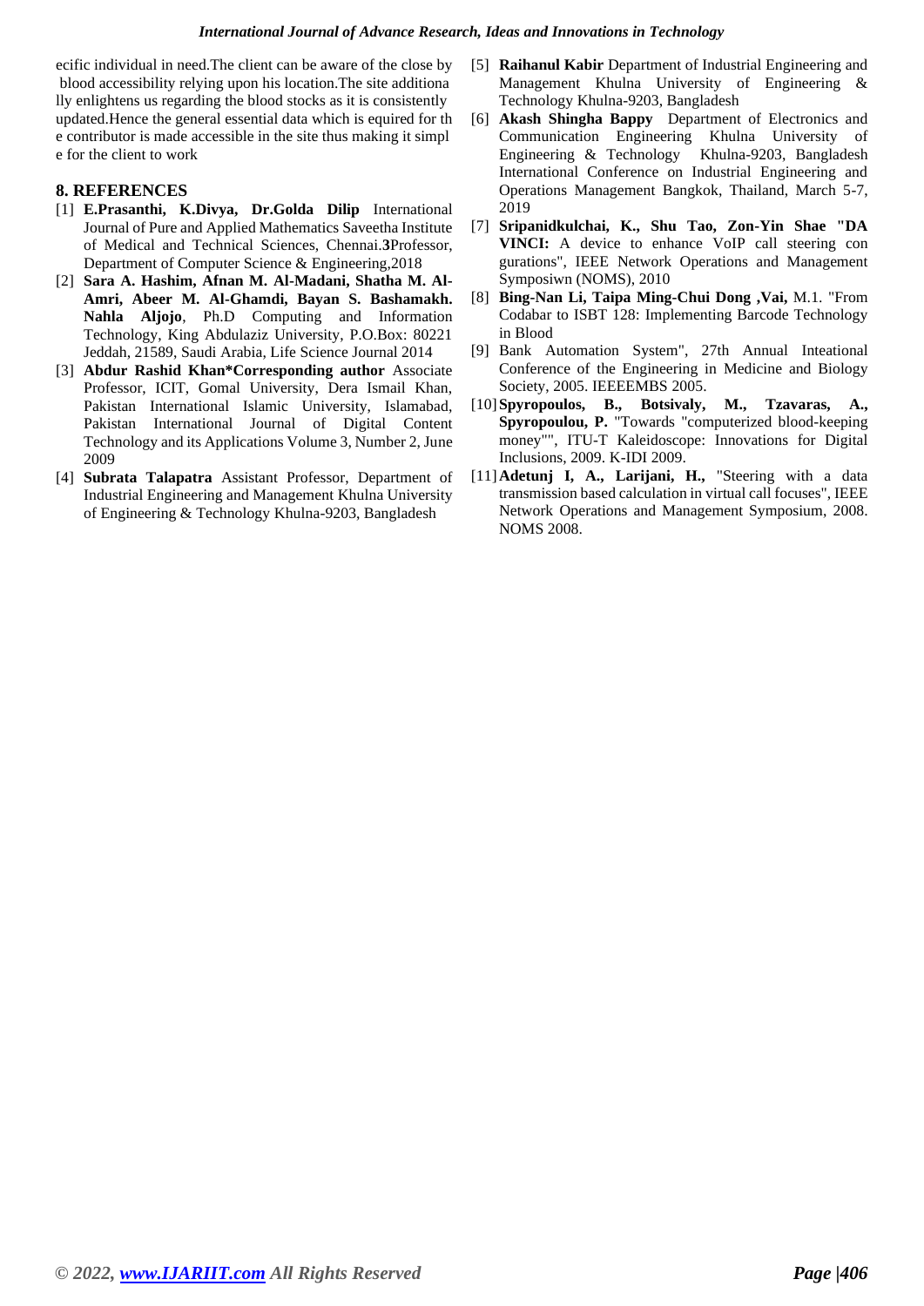ecific individual in need.The client can be aware of the close by blood accessibility relying upon his location.The site additiona lly enlightens us regarding the blood stocks as it is consistently updated.Hence the general essential data which is equired for th e contributor is made accessible in the site thus making it simpl e for the client to work

## 8. REFERENCES

[1] **E.Prasanthi, K.Divya, Dr.Golda Dilip** International Journal of Pure and Applied Mathematics Saveetha Institute of Medical and Technical Sciences, Chennai.**3**Professor, Department of Computer Science & Engineering,2018

[2] **Sara A. Hashim, Afnan M. Al-Madani, Shatha M. Al-Amri, Abeer M. Al-Ghamdi, Bayan S. Bashamakh. Nahla Aljojo**, Ph.D Computing and Information Technology, King Abdulaziz University, P.O.Box: 80221 Jeddah, 21589, Saudi Arabia, Life Science Journal 2014

[3] **Abdur Rashid Khan*Corresponding author** Associate Professor, ICIT, Gomal University, Dera Ismail Khan, Pakistan International Islamic University, Islamabad, Pakistan International Journal of Digital Content Technology and its Applications Volume 3, Number 2, June 2009

[4] **Subrata Talapatra** Assistant Professor, Department of Industrial Engineering and Management Khulna University of Engineering & Technology Khulna-9203, Bangladesh

[5] **Raihanul Kabir** Department of Industrial Engineering and Management Khulna University of Engineering & Technology Khulna-9203, Bangladesh

[6] **Akash Shingha Bappy** Department of Electronics and Communication Engineering Khulna University of Engineering & Technology Khulna-9203, Bangladesh International Conference on Industrial Engineering and Operations Management Bangkok, Thailand, March 5-7, 2019

[7] **Sripanidkulchai, K., Shu Tao, Zon-Yin Shae "DA VINCI:** A device to enhance VoIP call steering con gurations", IEEE Network Operations and Management Symposiwn (NOMS), 2010

[8] **Bing-Nan Li, Taipa Ming-Chui Dong ,Vai,** M.1. "From Codabar to ISBT 128: Implementing Barcode Technology in Blood

[9] Bank Automation System", 27th Annual Inteational Conference of the Engineering in Medicine and Biology Society, 2005. IEEEEMBS 2005.

[10] **Spyropoulos, B., Botsivaly, M., Tzavaras, A., Spyropoulou, P.** "Towards "computerized blood-keeping money"", ITU-T Kaleidoscope: Innovations for Digital Inclusions, 2009. K-IDI 2009.

[11] **Adetunj I, A., Larijani, H.,** "Steering with a data transmission based calculation in virtual call focuses", IEEE Network Operations and Management Symposium, 2008. NOMS 2008.